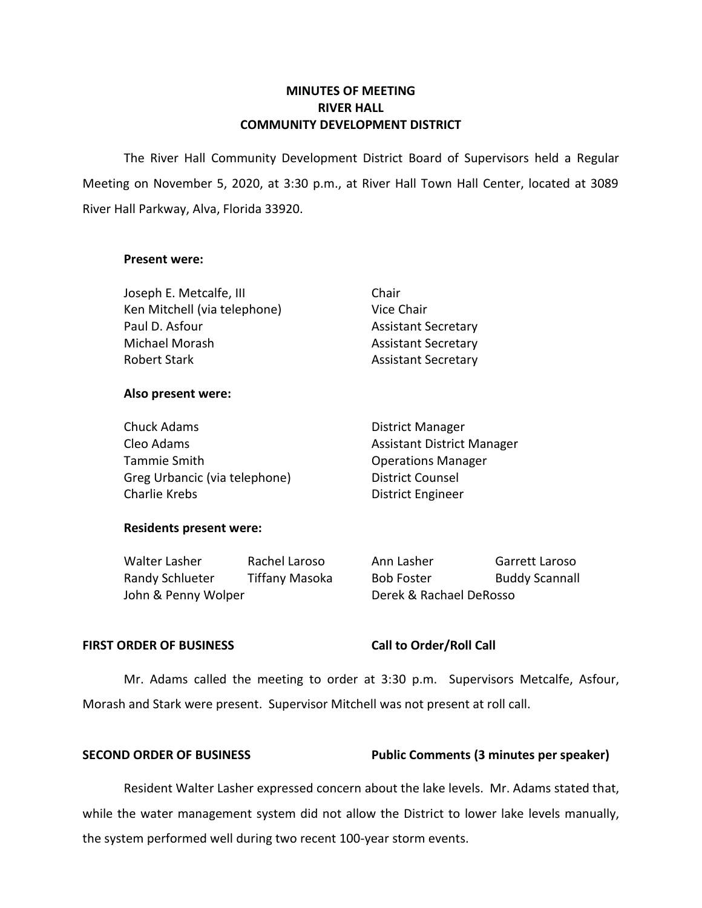# MINUTES OF MEETING
# RIVER HALL
# COMMUNITY DEVELOPMENT DISTRICT

The River Hall Community Development District Board of Supervisors held a Regular Meeting on November 5, 2020, at 3:30 p.m., at River Hall Town Hall Center, located at 3089 River Hall Parkway, Alva, Florida 33920.

**Present were:**

| | |
|---|---|
| Joseph E. Metcalfe, III | Chair |
| Ken Mitchell (via telephone) | Vice Chair |
| Paul D. Asfour | Assistant Secretary |
| Michael Morash | Assistant Secretary |
| Robert Stark | Assistant Secretary |

**Also present were:**

| | |
|---|---|
| Chuck Adams | District Manager |
| Cleo Adams | Assistant District Manager |
| Tammie Smith | Operations Manager |
| Greg Urbancic (via telephone) | District Counsel |
| Charlie Krebs | District Engineer |

**Residents present were:**

| | | | |
|---|---|---|---|
| Walter Lasher | Rachel Laroso | Ann Lasher | Garrett Laroso |
| Randy Schlueter | Tiffany Masoka | Bob Foster | Buddy Scannall |
| John & Penny Wolper | | Derek & Rachael DeRosso | |

**FIRST ORDER OF BUSINESS** **Call to Order/Roll Call**

Mr. Adams called the meeting to order at 3:30 p.m. Supervisors Metcalfe, Asfour, Morash and Stark were present. Supervisor Mitchell was not present at roll call.

**SECOND ORDER OF BUSINESS** **Public Comments (3 minutes per speaker)**

Resident Walter Lasher expressed concern about the lake levels. Mr. Adams stated that, while the water management system did not allow the District to lower lake levels manually, the system performed well during two recent 100-year storm events.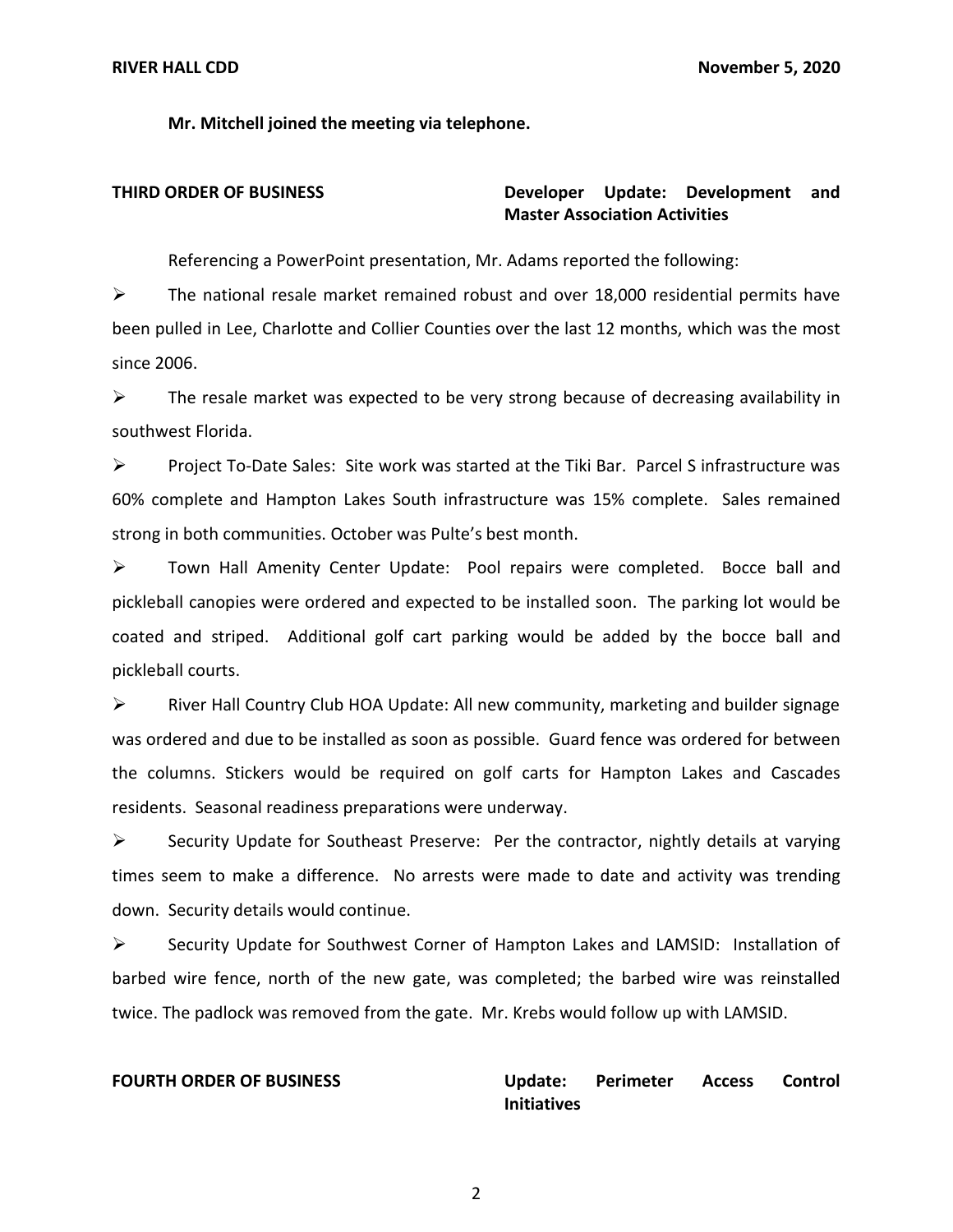**Mr. Mitchell joined the meeting via telephone.**

**THIRD ORDER OF BUSINESS** **Developer Update: Development and Master Association Activities**

Referencing a PowerPoint presentation, Mr. Adams reported the following:

- The national resale market remained robust and over 18,000 residential permits have been pulled in Lee, Charlotte and Collier Counties over the last 12 months, which was the most since 2006.
- The resale market was expected to be very strong because of decreasing availability in southwest Florida.
- Project To-Date Sales: Site work was started at the Tiki Bar. Parcel S infrastructure was 60% complete and Hampton Lakes South infrastructure was 15% complete. Sales remained strong in both communities. October was Pulte's best month.
- Town Hall Amenity Center Update: Pool repairs were completed. Bocce ball and pickleball canopies were ordered and expected to be installed soon. The parking lot would be coated and striped. Additional golf cart parking would be added by the bocce ball and pickleball courts.
- River Hall Country Club HOA Update: All new community, marketing and builder signage was ordered and due to be installed as soon as possible. Guard fence was ordered for between the columns. Stickers would be required on golf carts for Hampton Lakes and Cascades residents. Seasonal readiness preparations were underway.
- Security Update for Southeast Preserve: Per the contractor, nightly details at varying times seem to make a difference. No arrests were made to date and activity was trending down. Security details would continue.
- Security Update for Southwest Corner of Hampton Lakes and LAMSID: Installation of barbed wire fence, north of the new gate, was completed; the barbed wire was reinstalled twice. The padlock was removed from the gate. Mr. Krebs would follow up with LAMSID.

**FOURTH ORDER OF BUSINESS** **Update: Perimeter Access Control Initiatives**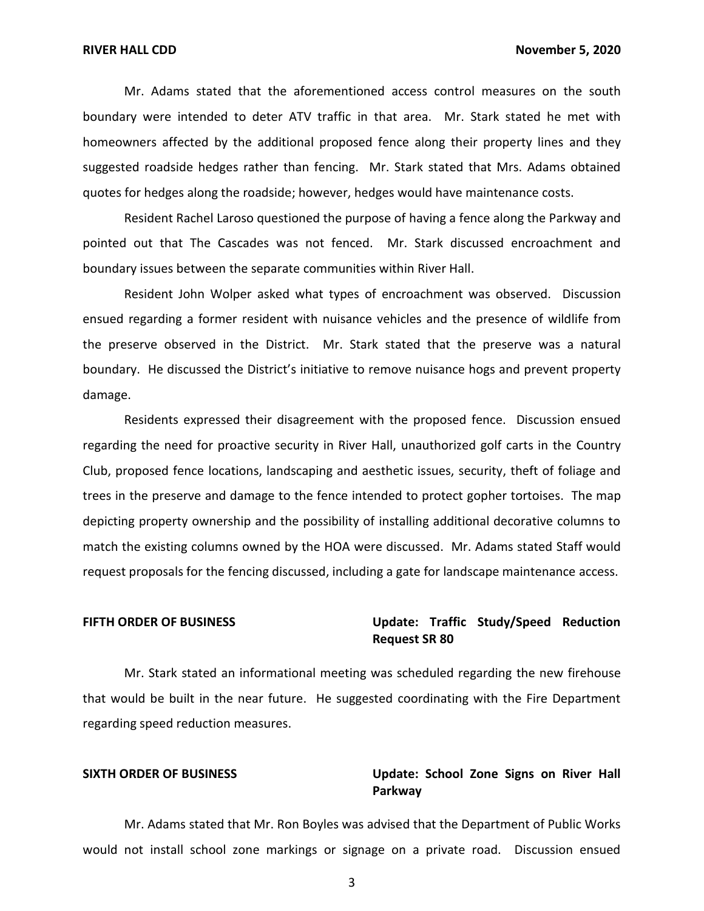Mr. Adams stated that the aforementioned access control measures on the south boundary were intended to deter ATV traffic in that area. Mr. Stark stated he met with homeowners affected by the additional proposed fence along their property lines and they suggested roadside hedges rather than fencing. Mr. Stark stated that Mrs. Adams obtained quotes for hedges along the roadside; however, hedges would have maintenance costs.

Resident Rachel Laroso questioned the purpose of having a fence along the Parkway and pointed out that The Cascades was not fenced. Mr. Stark discussed encroachment and boundary issues between the separate communities within River Hall.

Resident John Wolper asked what types of encroachment was observed. Discussion ensued regarding a former resident with nuisance vehicles and the presence of wildlife from the preserve observed in the District. Mr. Stark stated that the preserve was a natural boundary. He discussed the District's initiative to remove nuisance hogs and prevent property damage.

Residents expressed their disagreement with the proposed fence. Discussion ensued regarding the need for proactive security in River Hall, unauthorized golf carts in the Country Club, proposed fence locations, landscaping and aesthetic issues, security, theft of foliage and trees in the preserve and damage to the fence intended to protect gopher tortoises. The map depicting property ownership and the possibility of installing additional decorative columns to match the existing columns owned by the HOA were discussed. Mr. Adams stated Staff would request proposals for the fencing discussed, including a gate for landscape maintenance access.

**FIFTH ORDER OF BUSINESS** **Update: Traffic Study/Speed Reduction Request SR 80**

Mr. Stark stated an informational meeting was scheduled regarding the new firehouse that would be built in the near future. He suggested coordinating with the Fire Department regarding speed reduction measures.

**SIXTH ORDER OF BUSINESS** **Update: School Zone Signs on River Hall Parkway**

Mr. Adams stated that Mr. Ron Boyles was advised that the Department of Public Works would not install school zone markings or signage on a private road. Discussion ensued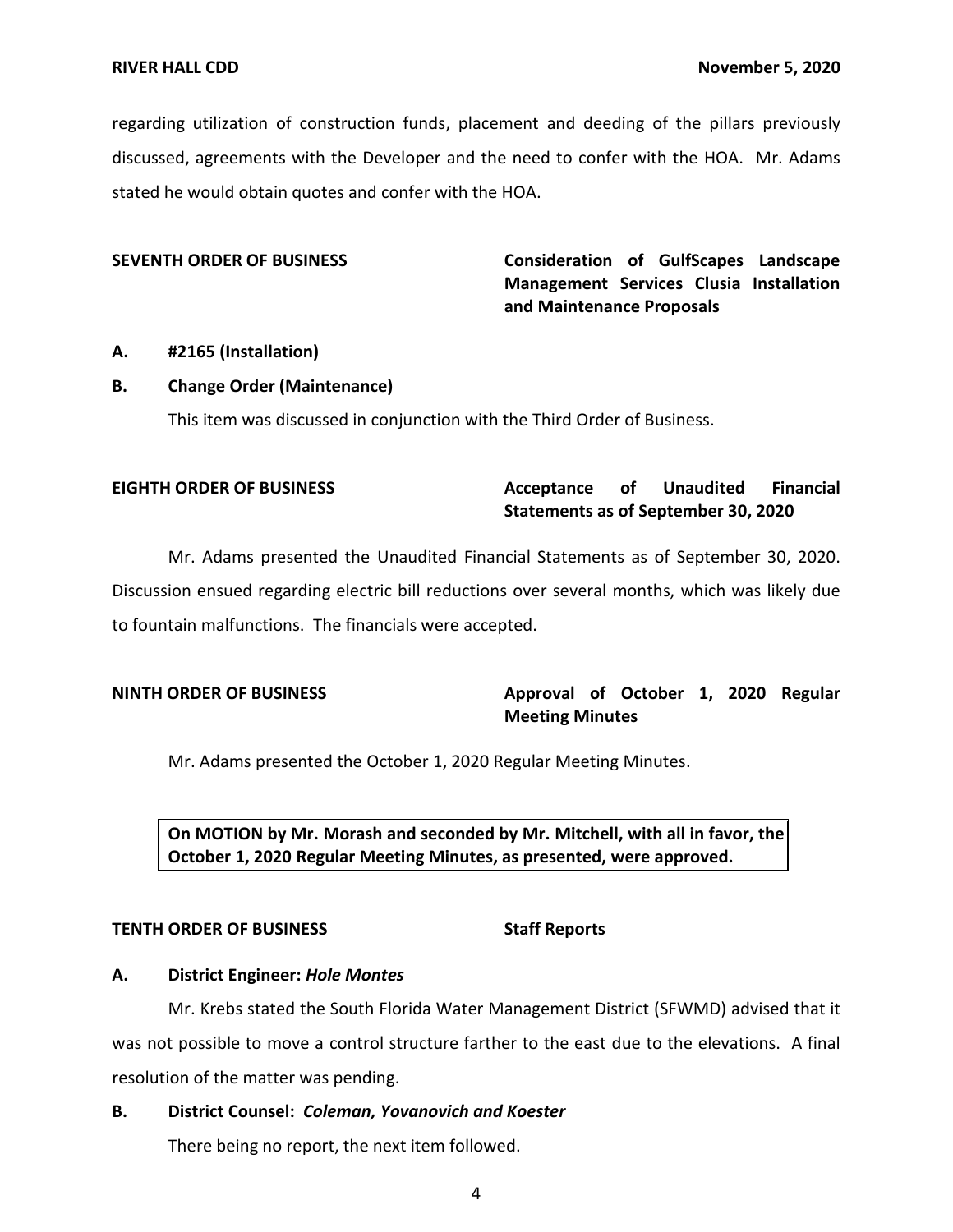regarding utilization of construction funds, placement and deeding of the pillars previously discussed, agreements with the Developer and the need to confer with the HOA. Mr. Adams stated he would obtain quotes and confer with the HOA.

**SEVENTH ORDER OF BUSINESS** **Consideration of GulfScapes Landscape Management Services Clusia Installation and Maintenance Proposals**

**A. #2165 (Installation)**

**B. Change Order (Maintenance)**

This item was discussed in conjunction with the Third Order of Business.

**EIGHTH ORDER OF BUSINESS** **Acceptance of Unaudited Financial Statements as of September 30, 2020**

Mr. Adams presented the Unaudited Financial Statements as of September 30, 2020. Discussion ensued regarding electric bill reductions over several months, which was likely due to fountain malfunctions. The financials were accepted.

**NINTH ORDER OF BUSINESS** **Approval of October 1, 2020 Regular Meeting Minutes**

Mr. Adams presented the October 1, 2020 Regular Meeting Minutes.

> **On MOTION by Mr. Morash and seconded by Mr. Mitchell, with all in favor, the October 1, 2020 Regular Meeting Minutes, as presented, were approved.**

**TENTH ORDER OF BUSINESS** **Staff Reports**

**A. District Engineer: *Hole Montes***

Mr. Krebs stated the South Florida Water Management District (SFWMD) advised that it was not possible to move a control structure farther to the east due to the elevations. A final resolution of the matter was pending.

**B. District Counsel: *Coleman, Yovanovich and Koester***

There being no report, the next item followed.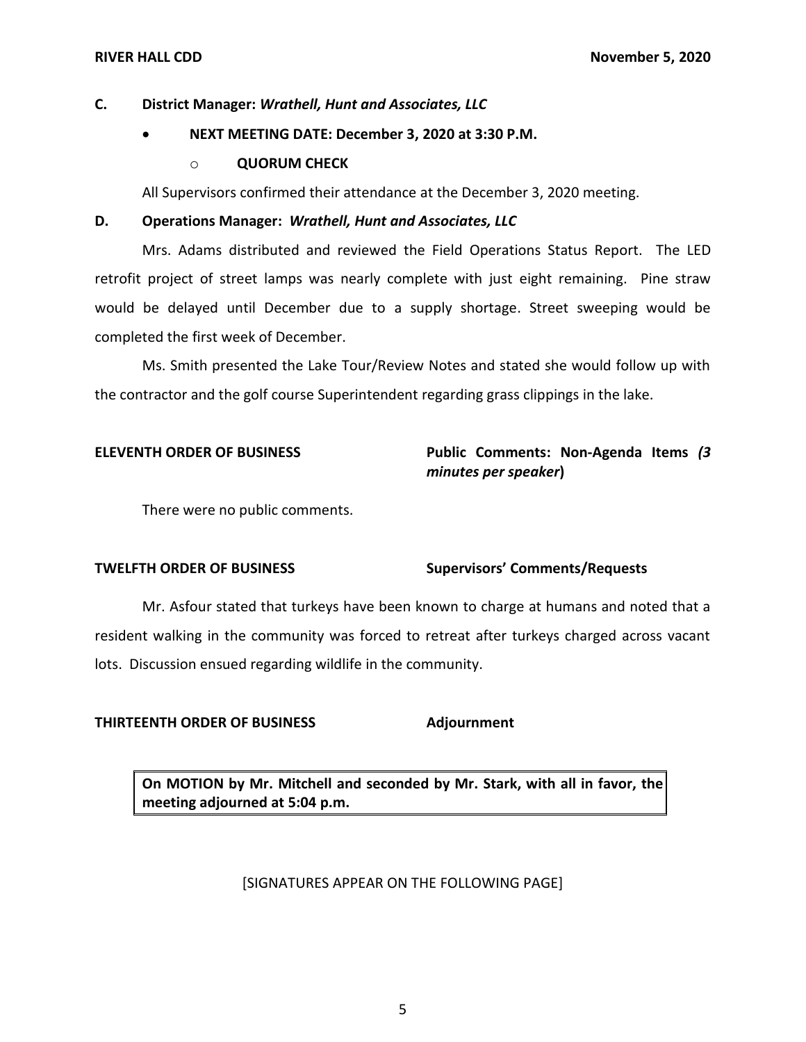**C. District Manager:** ***Wrathell, Hunt and Associates, LLC***

- **NEXT MEETING DATE: December 3, 2020 at 3:30 P.M.**
  - **QUORUM CHECK**

All Supervisors confirmed their attendance at the December 3, 2020 meeting.

**D. Operations Manager:** ***Wrathell, Hunt and Associates, LLC***

Mrs. Adams distributed and reviewed the Field Operations Status Report. The LED retrofit project of street lamps was nearly complete with just eight remaining. Pine straw would be delayed until December due to a supply shortage. Street sweeping would be completed the first week of December.

Ms. Smith presented the Lake Tour/Review Notes and stated she would follow up with the contractor and the golf course Superintendent regarding grass clippings in the lake.

**ELEVENTH ORDER OF BUSINESS** **Public Comments: Non-Agenda Items *(3 minutes per speaker*)**

There were no public comments.

**TWELFTH ORDER OF BUSINESS** **Supervisors' Comments/Requests**

Mr. Asfour stated that turkeys have been known to charge at humans and noted that a resident walking in the community was forced to retreat after turkeys charged across vacant lots. Discussion ensued regarding wildlife in the community.

**THIRTEENTH ORDER OF BUSINESS** **Adjournment**

**On MOTION by Mr. Mitchell and seconded by Mr. Stark, with all in favor, the meeting adjourned at 5:04 p.m.**

[SIGNATURES APPEAR ON THE FOLLOWING PAGE]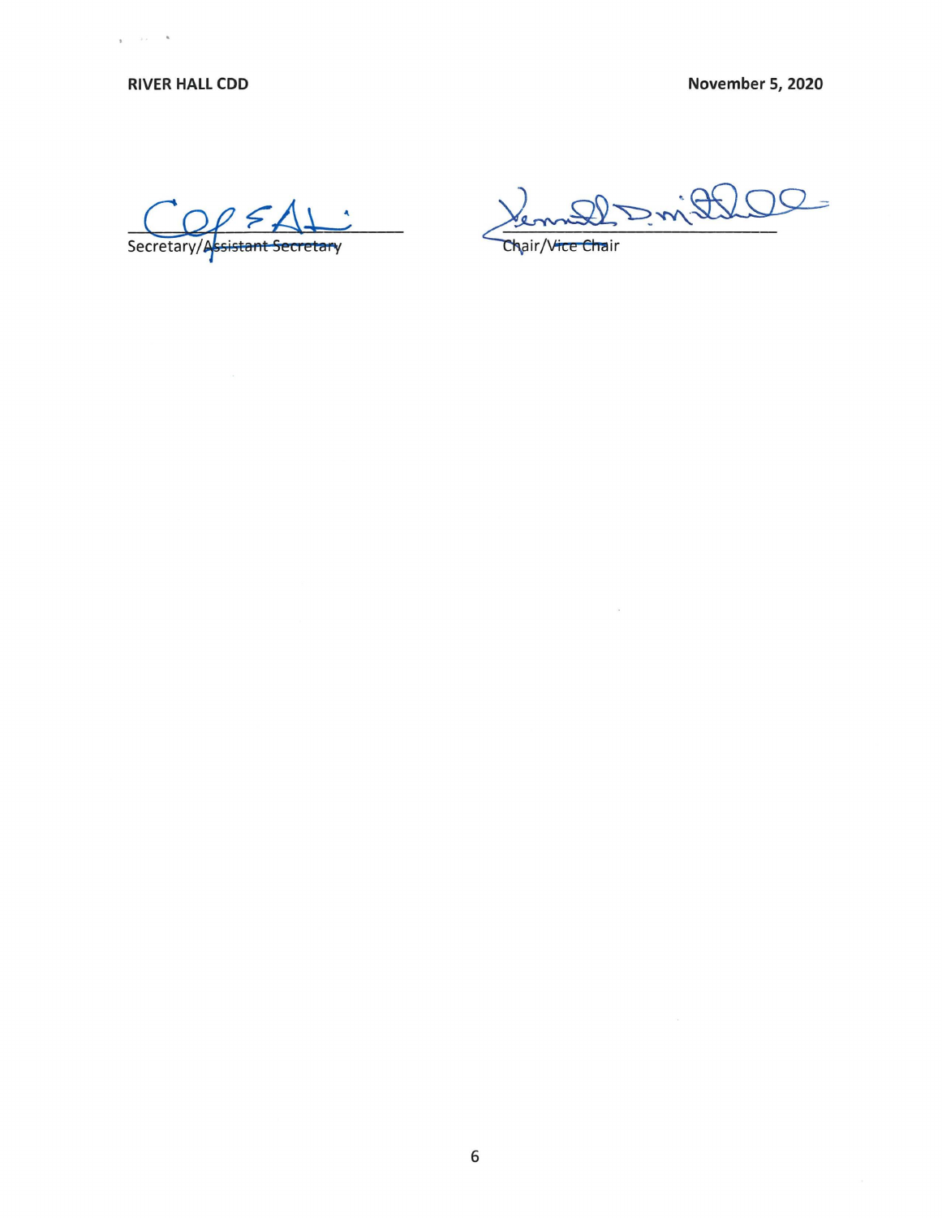\_\_\_\_\_\_\_\_\_\_\_\_\_\_\_\_\_\_\_\_\_\_\_\_\_\_\_\_\_\_
Secretary/~~Assistant Secretary~~

\_\_\_\_\_\_\_\_\_\_\_\_\_\_\_\_\_\_\_\_\_\_\_\_\_\_\_\_\_\_
Chair/~~Vice Chair~~